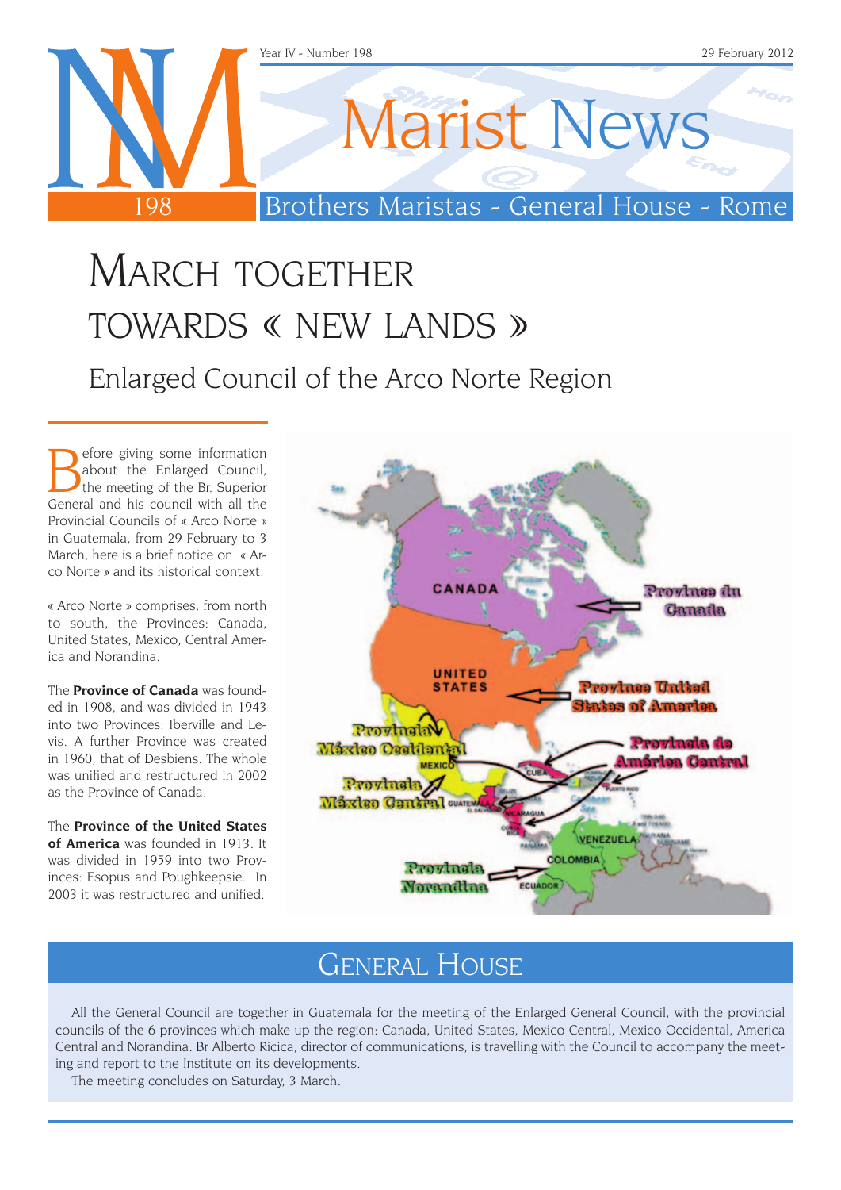# Marist News

Brothers Maristas - General House - Rome

# March together towards « new lands »

## Enlarged Council of the Arco Norte Region

Before giving some information about the Enlarged Council, the meeting of the Br. Superior General and his council with all the Provincial Councils of « Arco Norte » in Guatemala, from 29 February to 3 March, here is a brief notice on « Arco Norte » and its historical context.

« Arco Norte » comprises, from north to south, the Provinces: Canada, United States, Mexico, Central America and Norandina.

The **Province of Canada** was founded in 1908, and was divided in 1943 into two Provinces: Iberville and Levis. A further Province was created in 1960, that of Desbiens. The whole was unified and restructured in 2002 as the Province of Canada.

The **Province of the United States of America** was founded in 1913. It was divided in 1959 into two Provinces: Esopus and Poughkeepsie. In 2003 it was restructured and unified.

## General House

All the General Council are together in Guatemala for the meeting of the Enlarged General Council, with the provincial councils of the 6 provinces which make up the region: Canada, United States, Mexico Central, Mexico Occidental, America Central and Norandina. Br Alberto Ricica, director of communications, is travelling with the Council to accompany the meeting and report to the Institute on its developments.

The meeting concludes on Saturday, 3 March.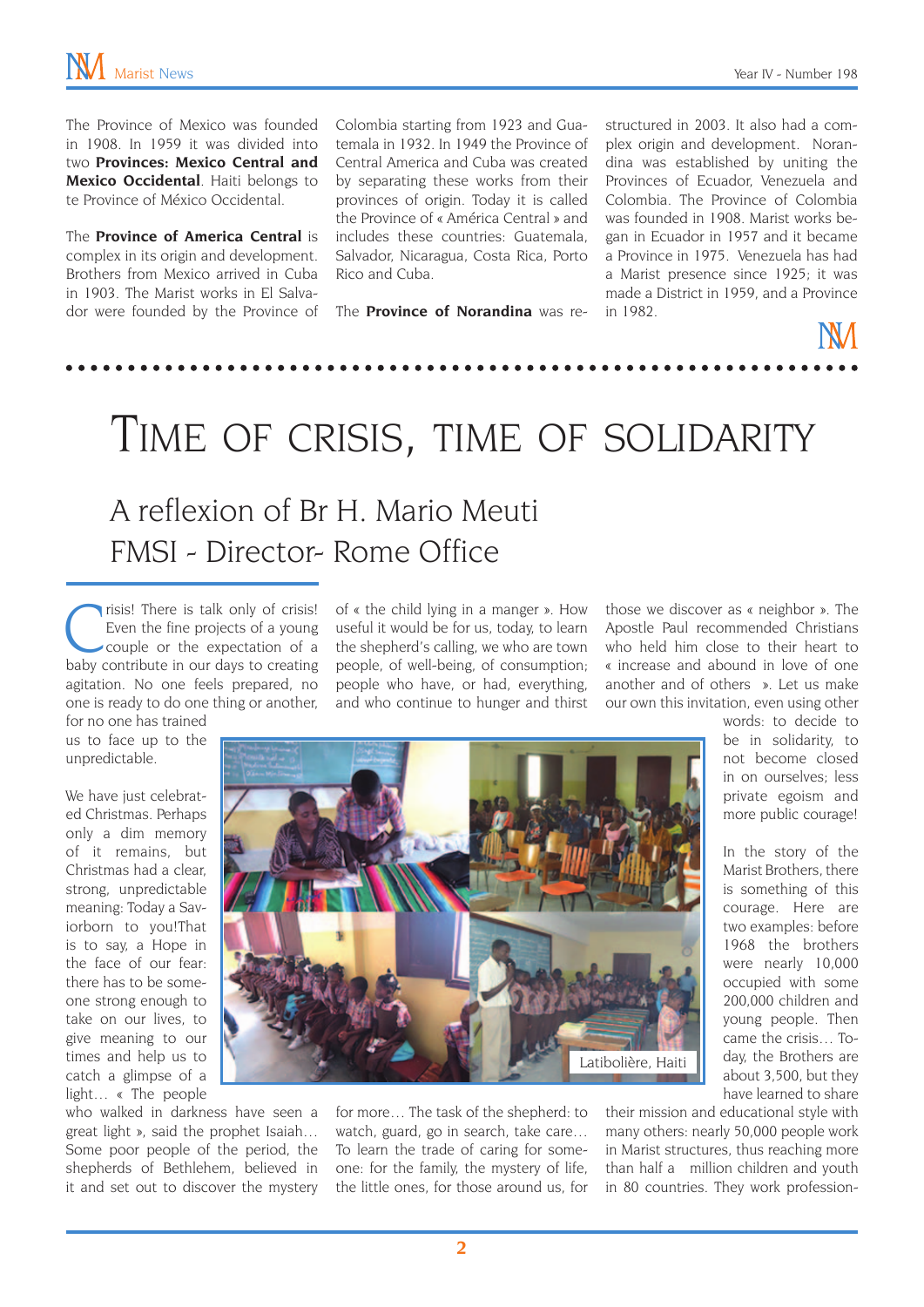The Province of Mexico was founded in 1908. In 1959 it was divided into two **Provinces: Mexico Central and Mexico Occidental**. Haiti belongs to te Province of México Occidental.

The **Province of America Central** is complex in its origin and development. Brothers from Mexico arrived in Cuba in 1903. The Marist works in El Salvador were founded by the Province of Colombia starting from 1923 and Guatemala in 1932. In 1949 the Province of Central America and Cuba was created by separating these works from their provinces of origin. Today it is called the Province of « América Central » and includes these countries: Guatemala, Salvador, Nicaragua, Costa Rica, Porto Rico and Cuba.

The **Province of Norandina** was restructured in 2003. It also had a complex origin and development. Norandina was established by uniting the Provinces of Ecuador, Venezuela and Colombia. The Province of Colombia was founded in 1908. Marist works began in Ecuador in 1957 and it became a Province in 1975. Venezuela has had a Marist presence since 1925; it was made a District in 1959, and a Province in 1982.

# TIME OF CRISIS, TIME OF SOLIDARITY

## A reflexion of Br H. Mario Meuti FMSI - Director- Rome Office

Crisis! There is talk only of crisis! Even the fine projects of a young couple or the expectation of a baby contribute in our days to creating agitation. No one feels prepared, no one is ready to do one thing or another, for no one has trained us to face up to the unpredictable.

We have just celebrated Christmas. Perhaps only a dim memory of it remains, but Christmas had a clear, strong, unpredictable meaning: Today a Saviorborn to you!That is to say, a Hope in the face of our fear: there has to be someone strong enough to take on our lives, to give meaning to our times and help us to catch a glimpse of a light… « The people who walked in darkness have seen a great light », said the prophet Isaiah… Some poor people of the period, the shepherds of Bethlehem, believed in it and set out to discover the mystery of « the child lying in a manger ». How useful it would be for us, today, to learn the shepherd's calling, we who are town people, of well-being, of consumption; people who have, or had, everything, and who continue to hunger and thirst for more… The task of the shepherd: to watch, guard, go in search, take care… To learn the trade of caring for someone: for the family, the mystery of life, the little ones, for those around us, for those we discover as « neighbor ». The Apostle Paul recommended Christians who held him close to their heart to « increase and abound in love of one another and of others ». Let us make our own this invitation, even using other words: to decide to be in solidarity, to not become closed in on ourselves; less private egoism and more public courage!

Latibolière, Haiti

In the story of the Marist Brothers, there is something of this courage. Here are two examples: before 1968 the brothers were nearly 10,000 occupied with some 200,000 children and young people. Then came the crisis… Today, the Brothers are about 3,500, but they have learned to share their mission and educational style with many others: nearly 50,000 people work in Marist structures, thus reaching more than half a million children and youth in 80 countries. They work profession-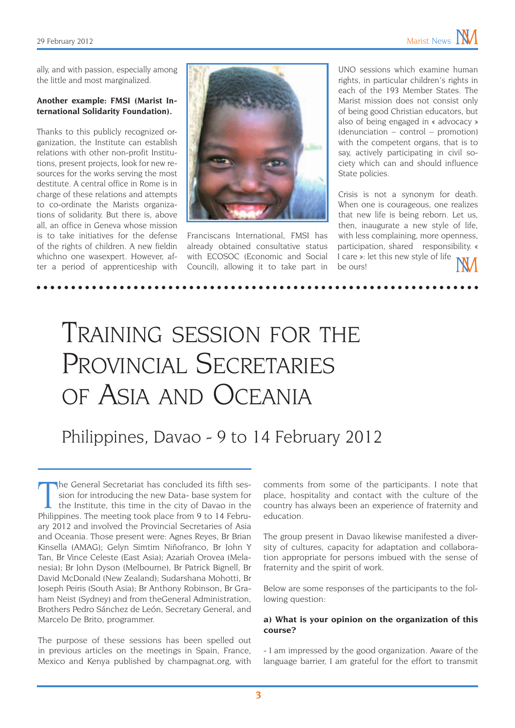ally, and with passion, especially among the little and most marginalized.

**Another example: FMSI (Marist International Solidarity Foundation).**

Thanks to this publicly recognized organization, the Institute can establish relations with other non-profit Institutions, present projects, look for new resources for the works serving the most destitute. A central office in Rome is in charge of these relations and attempts to co-ordinate the Marists organizations of solidarity. But there is, above all, an office in Geneva whose mission is to take initiatives for the defense of the rights of children. A new fieldin whichno one wasexpert. However, after a period of apprenticeship with Franciscans International, FMSI has already obtained consultative status with ECOSOC (Economic and Social Council), allowing it to take part in UNO sessions which examine human rights, in particular children's rights in each of the 193 Member States. The Marist mission does not consist only of being good Christian educators, but also of being engaged in « advocacy » (denunciation – control – promotion) with the competent organs, that is to say, actively participating in civil society which can and should influence State policies.

Crisis is not a synonym for death. When one is courageous, one realizes that new life is being reborn. Let us, then, inaugurate a new style of life, with less complaining, more openness, participation, shared responsibility. « I care »: let this new style of life be ours!

# Training session for the Provincial Secretaries of Asia and Oceania

## Philippines, Davao - 9 to 14 February 2012

The General Secretariat has concluded its fifth session for introducing the new Data- base system for the Institute, this time in the city of Davao in the Philippines. The meeting took place from 9 to 14 February 2012 and involved the Provincial Secretaries of Asia and Oceania. Those present were: Agnes Reyes, Br Brian Kinsella (AMAG); Gelyn Simtim Niñofranco, Br John Y Tan, Br Vince Celeste (East Asia); Azariah Orovea (Melanesia); Br John Dyson (Melbourne), Br Patrick Bignell, Br David McDonald (New Zealand); Sudarshana Mohotti, Br Joseph Peiris (South Asia); Br Anthony Robinson, Br Graham Neist (Sydney) and from theGeneral Administration, Brothers Pedro Sánchez de León, Secretary General, and Marcelo De Brito, programmer.

The purpose of these sessions has been spelled out in previous articles on the meetings in Spain, France, Mexico and Kenya published by champagnat.org, with comments from some of the participants. I note that place, hospitality and contact with the culture of the country has always been an experience of fraternity and education.

The group present in Davao likewise manifested a diversity of cultures, capacity for adaptation and collaboration appropriate for persons imbued with the sense of fraternity and the spirit of work.

Below are some responses of the participants to the following question:

**a) What is your opinion on the organization of this course?**

- I am impressed by the good organization. Aware of the language barrier, I am grateful for the effort to transmit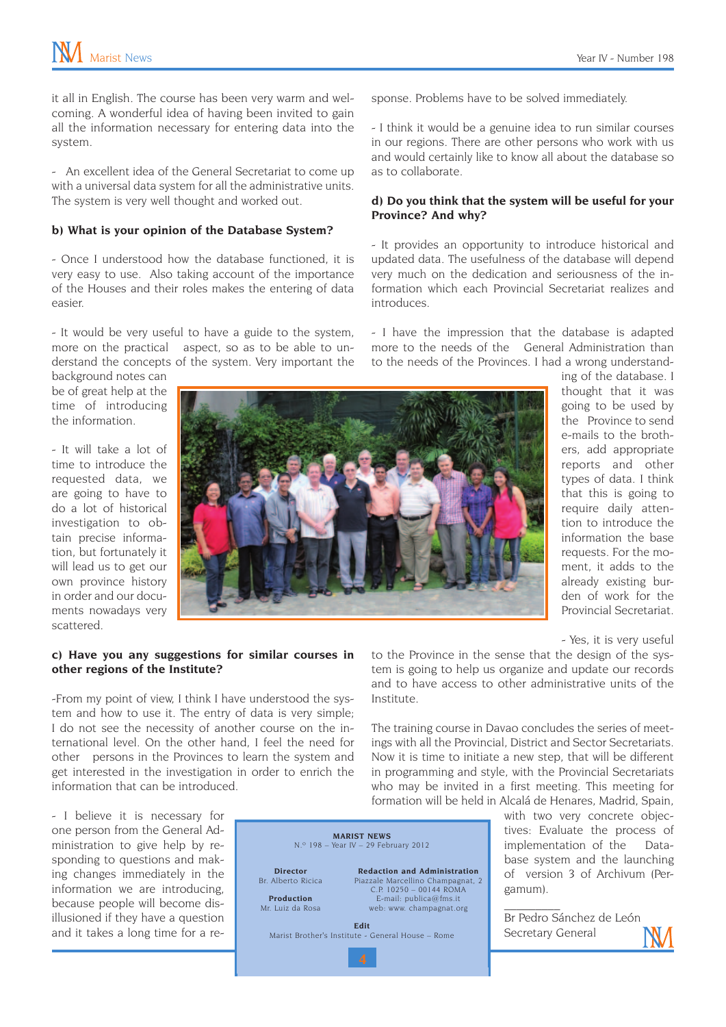it all in English. The course has been very warm and welcoming. A wonderful idea of having been invited to gain all the information necessary for entering data into the system.

- An excellent idea of the General Secretariat to come up with a universal data system for all the administrative units. The system is very well thought and worked out.

**b) What is your opinion of the Database System?**

- Once I understood how the database functioned, it is very easy to use. Also taking account of the importance of the Houses and their roles makes the entering of data easier.

- It would be very useful to have a guide to the system, more on the practical aspect, so as to be able to understand the concepts of the system. Very important the background notes can be of great help at the time of introducing the information.

- It will take a lot of time to introduce the requested data, we are going to have to do a lot of historical investigation to obtain precise information, but fortunately it will lead us to get our own province history in order and our documents nowadays very scattered.

**c) Have you any suggestions for similar courses in other regions of the Institute?**

-From my point of view, I think I have understood the system and how to use it. The entry of data is very simple; I do not see the necessity of another course on the international level. On the other hand, I feel the need for other persons in the Provinces to learn the system and get interested in the investigation in order to enrich the information that can be introduced.

- I believe it is necessary for one person from the General Administration to give help by responding to questions and making changes immediately in the information we are introducing, because people will become disillusioned if they have a question and it takes a long time for a response. Problems have to be solved immediately.

- I think it would be a genuine idea to run similar courses in our regions. There are other persons who work with us and would certainly like to know all about the database so as to collaborate.

**d) Do you think that the system will be useful for your Province? And why?**

- It provides an opportunity to introduce historical and updated data. The usefulness of the database will depend very much on the dedication and seriousness of the information which each Provincial Secretariat realizes and introduces.

- I have the impression that the database is adapted more to the needs of the General Administration than to the needs of the Provinces. I had a wrong understanding of the database. I thought that it was going to be used by the Province to send e-mails to the brothers, add appropriate reports and other types of data. I think that this is going to require daily attention to introduce the information the base requests. For the moment, it adds to the already existing burden of work for the Provincial Secretariat.

- Yes, it is very useful to the Province in the sense that the design of the system is going to help us organize and update our records and to have access to other administrative units of the Institute.

The training course in Davao concludes the series of meetings with all the Provincial, District and Sector Secretariats. Now it is time to initiate a new step, that will be different in programming and style, with the Provincial Secretariats who may be invited in a first meeting. This meeting for formation will be held in Alcalá de Henares, Madrid, Spain, with two very concrete objectives: Evaluate the process of implementation of the Database system and the launching of version 3 of Archivum (Pergamum).

\_\_\_\_\_\_\_\_\_\_\_

Br Pedro Sánchez de León
Secretary General

---

**MARIST NEWS**
N.º 198 – Year IV – 29 February 2012

**Director**
Br. Alberto Ricica

**Production**
Mr. Luiz da Rosa

**Redaction and Administration**
Piazzale Marcellino Champagnat, 2
C.P. 10250 – 00144 ROMA
E-mail: publica@fms.it
web: www. champagnat.org

**Edit**
Marist Brother's Institute - General House – Rome